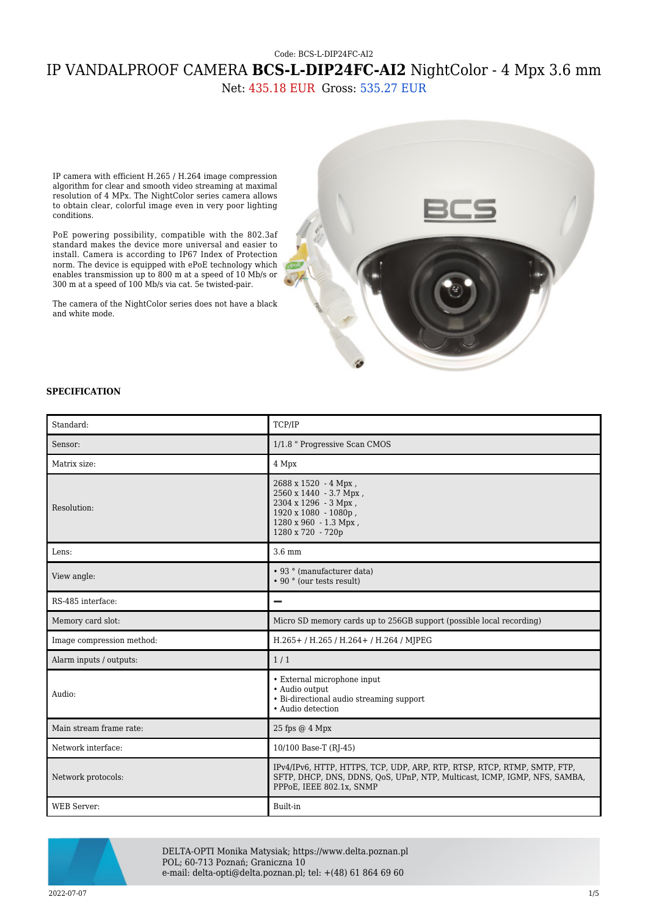Code: BCS-L-DIP24FC-AI2

# IP VANDALPROOF CAMERA **BCS-L-DIP24FC-AI2** NightColor - 4 Mpx 3.6 mm

Net: 435.18 EUR Gross: 535.27 EUR

IP camera with efficient H.265 / H.264 image compression algorithm for clear and smooth video streaming at maximal resolution of 4 MPx. The NightColor series camera allows to obtain clear, colorful image even in very poor lighting conditions.

PoE powering possibility, compatible with the 802.3af standard makes the device more universal and easier to install. Camera is according to IP67 Index of Protection norm. The device is equipped with ePoE technology which enables transmission up to 800 m at a speed of 10 Mb/s or 300 m at a speed of 100 Mb/s via cat. 5e twisted-pair.

The camera of the NightColor series does not have a black and white mode.

**SPECIFICATION**

| | |
|---|---|
| Standard: | TCP/IP |
| Sensor: | 1/1.8 " Progressive Scan CMOS |
| Matrix size: | 4 Mpx |
| Resolution: | 2688 x 1520 - 4 Mpx ,<br>2560 x 1440 - 3.7 Mpx ,<br>2304 x 1296 - 3 Mpx ,<br>1920 x 1080 - 1080p ,<br>1280 x 960 - 1.3 Mpx ,<br>1280 x 720 - 720p |
| Lens: | 3.6 mm |
| View angle: | • 93 ° (manufacturer data)<br>• 90 ° (our tests result) |
| RS-485 interface: | – |
| Memory card slot: | Micro SD memory cards up to 256GB support (possible local recording) |
| Image compression method: | H.265+ / H.265 / H.264+ / H.264 / MJPEG |
| Alarm inputs / outputs: | 1 / 1 |
| Audio: | • External microphone input<br>• Audio output<br>• Bi-directional audio streaming support<br>• Audio detection |
| Main stream frame rate: | 25 fps @ 4 Mpx |
| Network interface: | 10/100 Base-T (RJ-45) |
| Network protocols: | IPv4/IPv6, HTTP, HTTPS, TCP, UDP, ARP, RTP, RTSP, RTCP, RTMP, SMTP, FTP, SFTP, DHCP, DNS, DDNS, QoS, UPnP, NTP, Multicast, ICMP, IGMP, NFS, SAMBA, PPPoE, IEEE 802.1x, SNMP |
| WEB Server: | Built-in |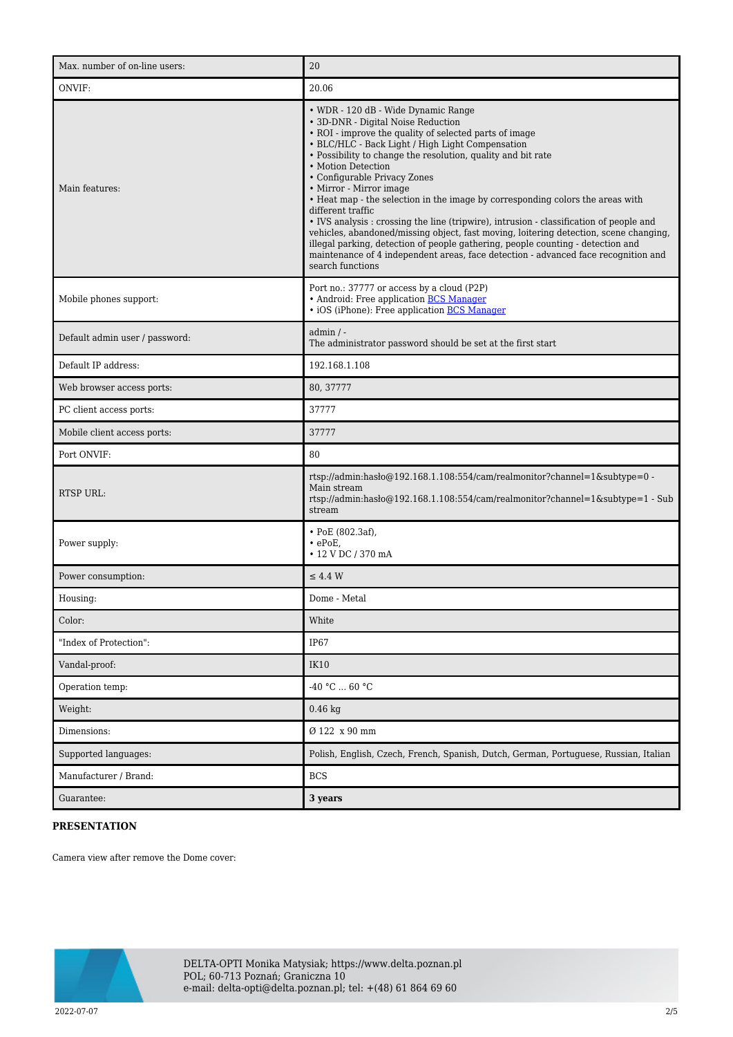| | |
|---|---|
| Max. number of on-line users: | 20 |
| ONVIF: | 20.06 |
| Main features: | • WDR - 120 dB - Wide Dynamic Range<br>• 3D-DNR - Digital Noise Reduction<br>• ROI - improve the quality of selected parts of image<br>• BLC/HLC - Back Light / High Light Compensation<br>• Possibility to change the resolution, quality and bit rate<br>• Motion Detection<br>• Configurable Privacy Zones<br>• Mirror - Mirror image<br>• Heat map - the selection in the image by corresponding colors the areas with different traffic<br>• IVS analysis : crossing the line (tripwire), intrusion - classification of people and vehicles, abandoned/missing object, fast moving, loitering detection, scene changing, illegal parking, detection of people gathering, people counting - detection and maintenance of 4 independent areas, face detection - advanced face recognition and search functions |
| Mobile phones support: | Port no.: 37777 or access by a cloud (P2P)<br>• Android: Free application BCS Manager<br>• iOS (iPhone): Free application BCS Manager |
| Default admin user / password: | admin / -<br>The administrator password should be set at the first start |
| Default IP address: | 192.168.1.108 |
| Web browser access ports: | 80, 37777 |
| PC client access ports: | 37777 |
| Mobile client access ports: | 37777 |
| Port ONVIF: | 80 |
| RTSP URL: | rtsp://admin:hasło@192.168.1.108:554/cam/realmonitor?channel=1&subtype=0 - Main stream<br>rtsp://admin:hasło@192.168.1.108:554/cam/realmonitor?channel=1&subtype=1 - Sub stream |
| Power supply: | • PoE (802.3af),<br>• ePoE,<br>• 12 V DC / 370 mA |
| Power consumption: | ≤ 4.4 W |
| Housing: | Dome - Metal |
| Color: | White |
| "Index of Protection": | IP67 |
| Vandal-proof: | IK10 |
| Operation temp: | -40 °C ... 60 °C |
| Weight: | 0.46 kg |
| Dimensions: | Ø 122 x 90 mm |
| Supported languages: | Polish, English, Czech, French, Spanish, Dutch, German, Portuguese, Russian, Italian |
| Manufacturer / Brand: | BCS |
| Guarantee: | **3 years** |

**PRESENTATION**

Camera view after remove the Dome cover: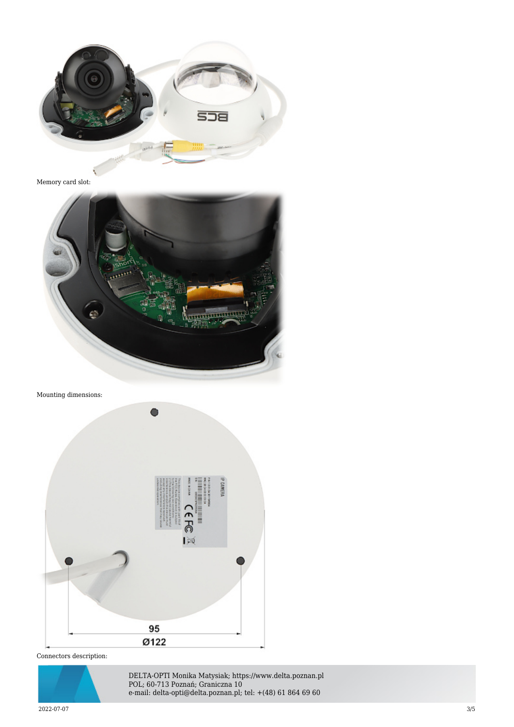Memory card slot:

Mounting dimensions:

Connectors description: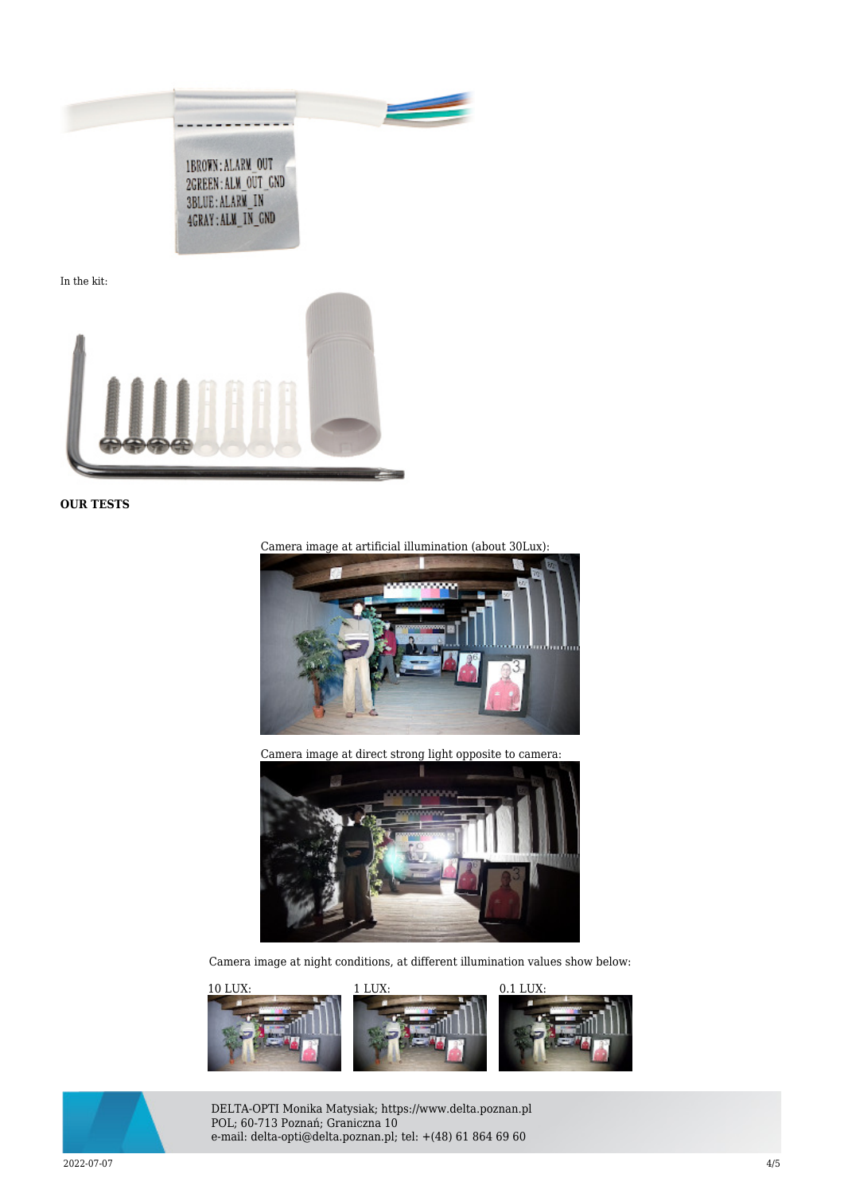In the kit:

**OUR TESTS**

Camera image at artificial illumination (about 30Lux):

Camera image at direct strong light opposite to camera:

Camera image at night conditions, at different illumination values show below:

10 LUX: 1 LUX: 0.1 LUX:

DELTA-OPTI Monika Matysiak; https://www.delta.poznan.pl
POL; 60-713 Poznań; Graniczna 10
e-mail: delta-opti@delta.poznan.pl; tel: +(48) 61 864 69 60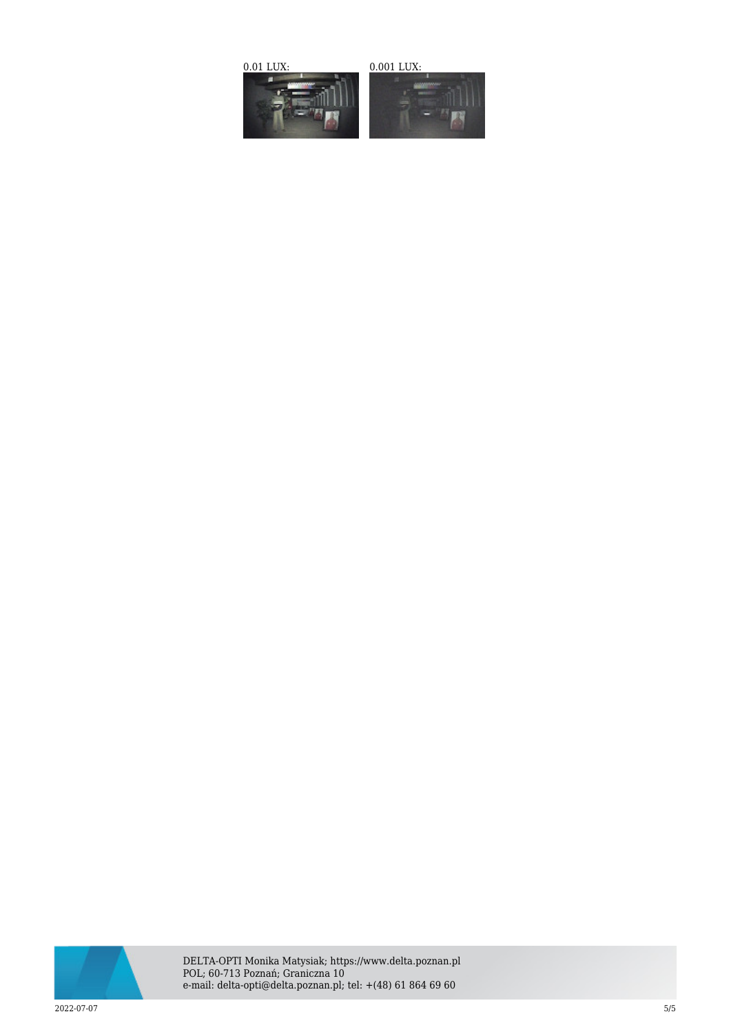0.01 LUX:

0.001 LUX: